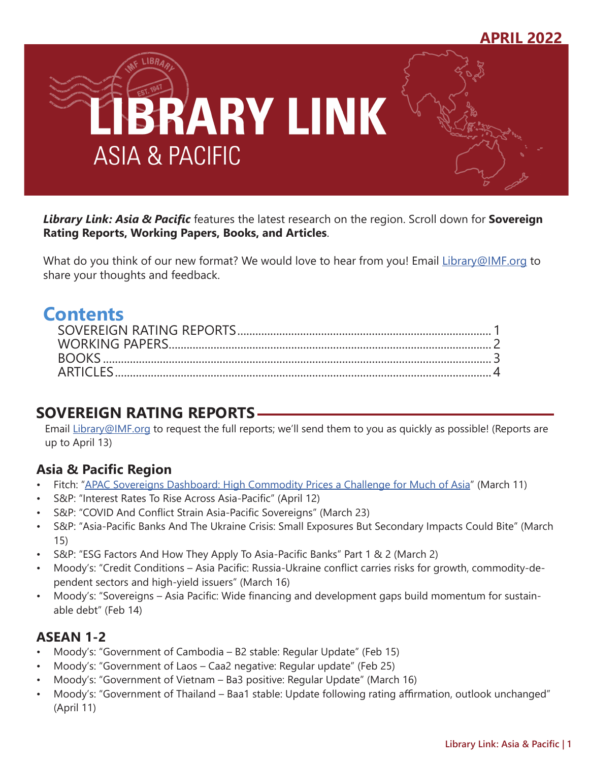APRIL 2022

# LIBRARY LINK
## ASIA & PACIFIC

***Library Link: Asia & Pacific*** features the latest research on the region. Scroll down for **Sovereign Rating Reports, Working Papers, Books, and Articles**.

What do you think of our new format? We would love to hear from you! Email Library@IMF.org to share your thoughts and feedback.

## Contents

- SOVEREIGN RATING REPORTS........ 1
- WORKING PAPERS........ 2
- BOOKS........ 3
- ARTICLES........ 4

## SOVEREIGN RATING REPORTS

Email Library@IMF.org to request the full reports; we'll send them to you as quickly as possible! (Reports are up to April 13)

### Asia & Pacific Region

- Fitch: "APAC Sovereigns Dashboard: High Commodity Prices a Challenge for Much of Asia" (March 11)
- S&P: "Interest Rates To Rise Across Asia-Pacific" (April 12)
- S&P: "COVID And Conflict Strain Asia-Pacific Sovereigns" (March 23)
- S&P: "Asia-Pacific Banks And The Ukraine Crisis: Small Exposures But Secondary Impacts Could Bite" (March 15)
- S&P: "ESG Factors And How They Apply To Asia-Pacific Banks" Part 1 & 2 (March 2)
- Moody's: "Credit Conditions – Asia Pacific: Russia-Ukraine conflict carries risks for growth, commodity-dependent sectors and high-yield issuers" (March 16)
- Moody's: "Sovereigns – Asia Pacific: Wide financing and development gaps build momentum for sustainable debt" (Feb 14)

### ASEAN 1-2

- Moody's: "Government of Cambodia – B2 stable: Regular Update" (Feb 15)
- Moody's: "Government of Laos – Caa2 negative: Regular update" (Feb 25)
- Moody's: "Government of Vietnam – Ba3 positive: Regular Update" (March 16)
- Moody's: "Government of Thailand – Baa1 stable: Update following rating affirmation, outlook unchanged" (April 11)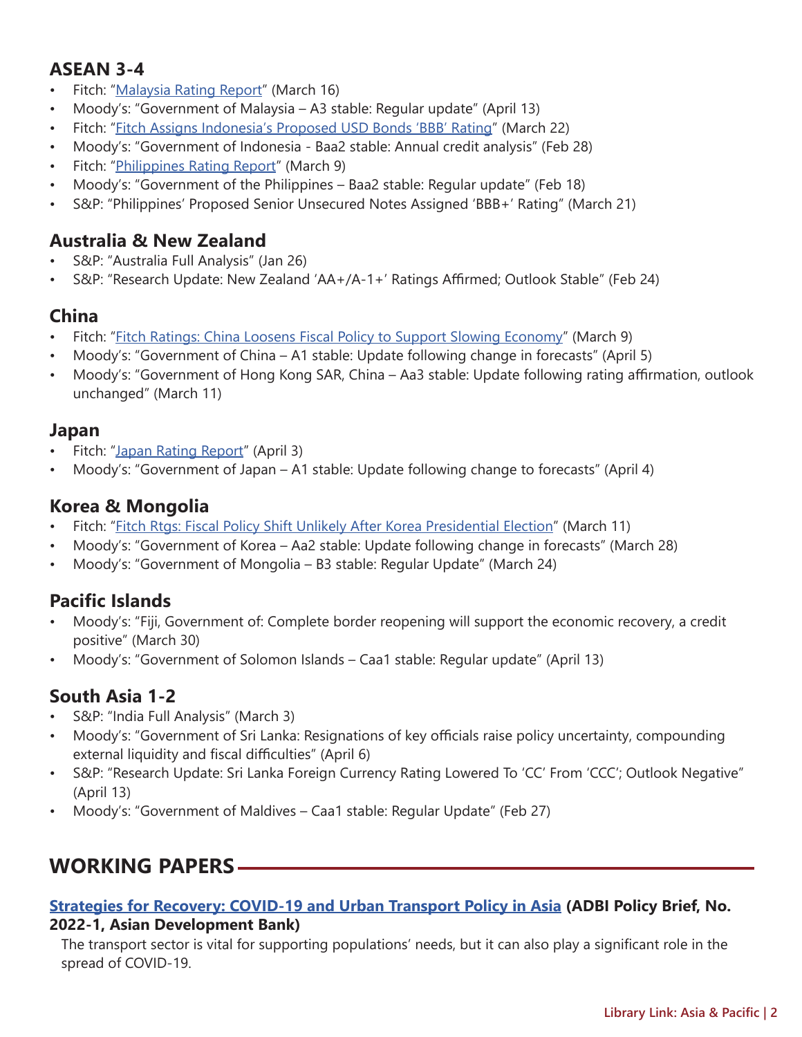## ASEAN 3-4

- Fitch: "Malaysia Rating Report" (March 16)
- Moody's: "Government of Malaysia – A3 stable: Regular update" (April 13)
- Fitch: "Fitch Assigns Indonesia's Proposed USD Bonds 'BBB' Rating" (March 22)
- Moody's: "Government of Indonesia - Baa2 stable: Annual credit analysis" (Feb 28)
- Fitch: "Philippines Rating Report" (March 9)
- Moody's: "Government of the Philippines – Baa2 stable: Regular update" (Feb 18)
- S&P: "Philippines' Proposed Senior Unsecured Notes Assigned 'BBB+' Rating" (March 21)

## Australia & New Zealand

- S&P: "Australia Full Analysis" (Jan 26)
- S&P: "Research Update: New Zealand 'AA+/A-1+' Ratings Affirmed; Outlook Stable" (Feb 24)

## China

- Fitch: "Fitch Ratings: China Loosens Fiscal Policy to Support Slowing Economy" (March 9)
- Moody's: "Government of China – A1 stable: Update following change in forecasts" (April 5)
- Moody's: "Government of Hong Kong SAR, China – Aa3 stable: Update following rating affirmation, outlook unchanged" (March 11)

## Japan

- Fitch: "Japan Rating Report" (April 3)
- Moody's: "Government of Japan – A1 stable: Update following change to forecasts" (April 4)

## Korea & Mongolia

- Fitch: "Fitch Rtgs: Fiscal Policy Shift Unlikely After Korea Presidential Election" (March 11)
- Moody's: "Government of Korea – Aa2 stable: Update following change in forecasts" (March 28)
- Moody's: "Government of Mongolia – B3 stable: Regular Update" (March 24)

## Pacific Islands

- Moody's: "Fiji, Government of: Complete border reopening will support the economic recovery, a credit positive" (March 30)
- Moody's: "Government of Solomon Islands – Caa1 stable: Regular update" (April 13)

## South Asia 1-2

- S&P: "India Full Analysis" (March 3)
- Moody's: "Government of Sri Lanka: Resignations of key officials raise policy uncertainty, compounding external liquidity and fiscal difficulties" (April 6)
- S&P: "Research Update: Sri Lanka Foreign Currency Rating Lowered To 'CC' From 'CCC'; Outlook Negative" (April 13)
- Moody's: "Government of Maldives – Caa1 stable: Regular Update" (Feb 27)

# WORKING PAPERS

**Strategies for Recovery: COVID-19 and Urban Transport Policy in Asia (ADBI Policy Brief, No. 2022-1, Asian Development Bank)**

The transport sector is vital for supporting populations' needs, but it can also play a significant role in the spread of COVID-19.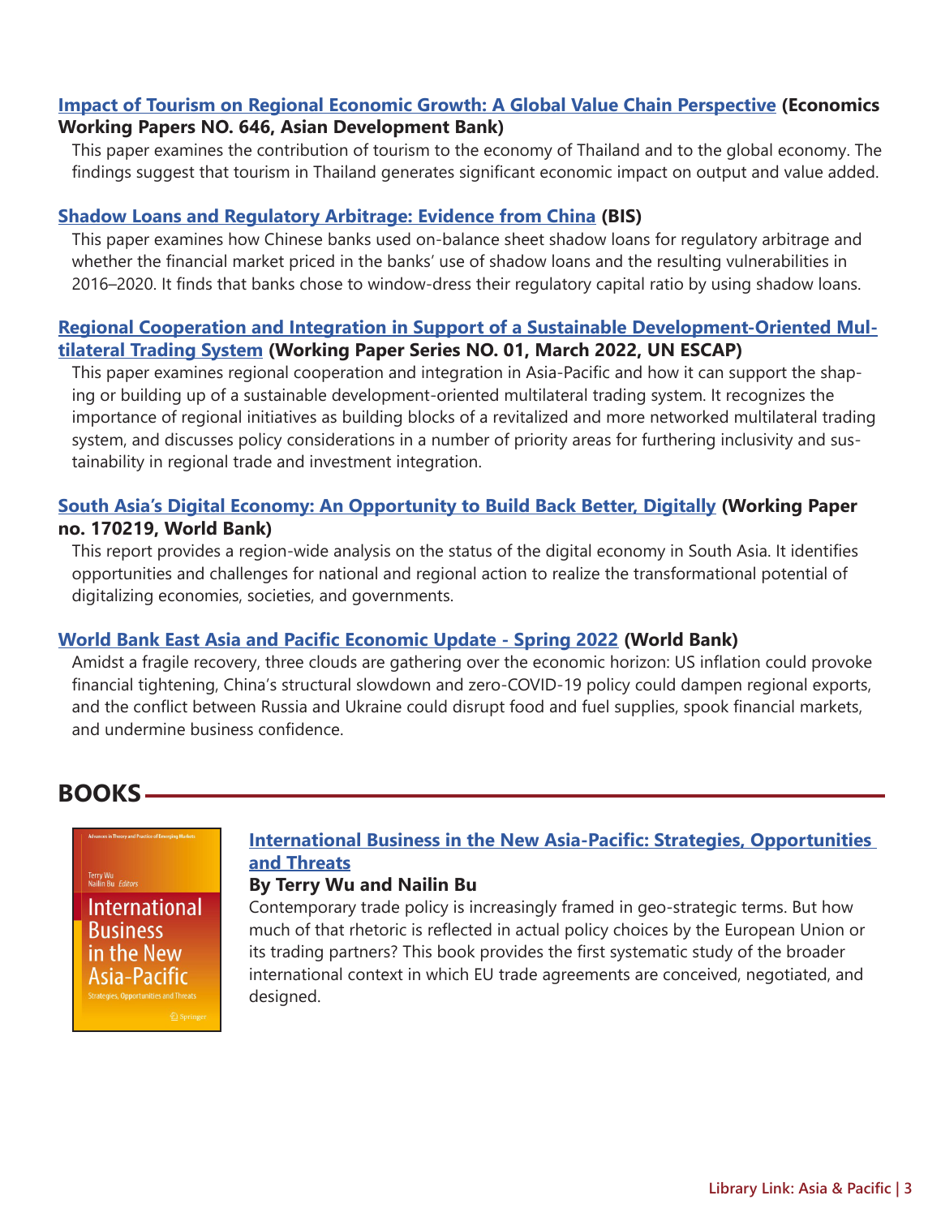**Impact of Tourism on Regional Economic Growth: A Global Value Chain Perspective (Economics Working Papers NO. 646, Asian Development Bank)**

This paper examines the contribution of tourism to the economy of Thailand and to the global economy. The findings suggest that tourism in Thailand generates significant economic impact on output and value added.

**Shadow Loans and Regulatory Arbitrage: Evidence from China (BIS)**

This paper examines how Chinese banks used on-balance sheet shadow loans for regulatory arbitrage and whether the financial market priced in the banks' use of shadow loans and the resulting vulnerabilities in 2016–2020. It finds that banks chose to window-dress their regulatory capital ratio by using shadow loans.

**Regional Cooperation and Integration in Support of a Sustainable Development-Oriented Multilateral Trading System (Working Paper Series NO. 01, March 2022, UN ESCAP)**

This paper examines regional cooperation and integration in Asia-Pacific and how it can support the shaping or building up of a sustainable development-oriented multilateral trading system. It recognizes the importance of regional initiatives as building blocks of a revitalized and more networked multilateral trading system, and discusses policy considerations in a number of priority areas for furthering inclusivity and sustainability in regional trade and investment integration.

**South Asia's Digital Economy: An Opportunity to Build Back Better, Digitally (Working Paper no. 170219, World Bank)**

This report provides a region-wide analysis on the status of the digital economy in South Asia. It identifies opportunities and challenges for national and regional action to realize the transformational potential of digitalizing economies, societies, and governments.

**World Bank East Asia and Pacific Economic Update - Spring 2022 (World Bank)**

Amidst a fragile recovery, three clouds are gathering over the economic horizon: US inflation could provoke financial tightening, China's structural slowdown and zero-COVID-19 policy could dampen regional exports, and the conflict between Russia and Ukraine could disrupt food and fuel supplies, spook financial markets, and undermine business confidence.

## BOOKS

**International Business in the New Asia-Pacific: Strategies, Opportunities and Threats**

**By Terry Wu and Nailin Bu**

Contemporary trade policy is increasingly framed in geo-strategic terms. But how much of that rhetoric is reflected in actual policy choices by the European Union or its trading partners? This book provides the first systematic study of the broader international context in which EU trade agreements are conceived, negotiated, and designed.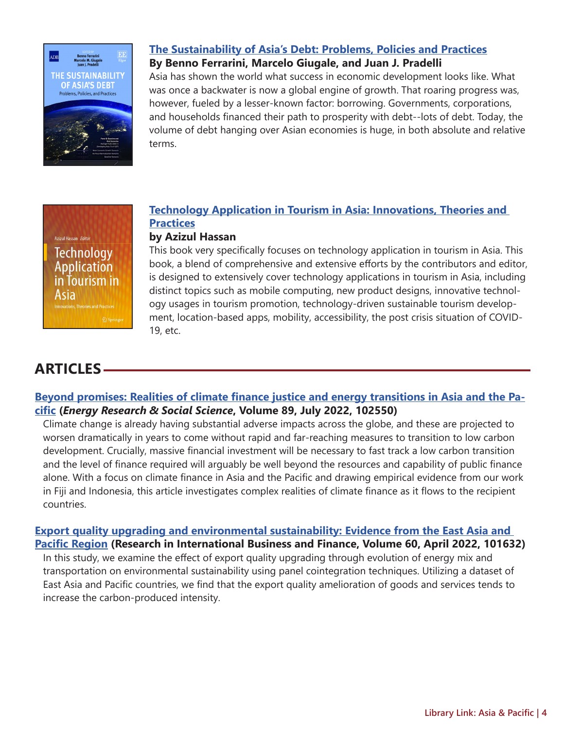**[The Sustainability of Asia's Debt: Problems, Policies and Practices]**

**By Benno Ferrarini, Marcelo Giugale, and Juan J. Pradelli**

Asia has shown the world what success in economic development looks like. What was once a backwater is now a global engine of growth. That roaring progress was, however, fueled by a lesser-known factor: borrowing. Governments, corporations, and households financed their path to prosperity with debt--lots of debt. Today, the volume of debt hanging over Asian economies is huge, in both absolute and relative terms.

**[Technology Application in Tourism in Asia: Innovations, Theories and Practices]**

**by Azizul Hassan**

This book very specifically focuses on technology application in tourism in Asia. This book, a blend of comprehensive and extensive efforts by the contributors and editor, is designed to extensively cover technology applications in tourism in Asia, including distinct topics such as mobile computing, new product designs, innovative technology usages in tourism promotion, technology-driven sustainable tourism development, location-based apps, mobility, accessibility, the post crisis situation of COVID-19, etc.

## ARTICLES

**[Beyond promises: Realities of climate finance justice and energy transitions in Asia and the Pacific] (*Energy Research & Social Science*, Volume 89, July 2022, 102550)**

Climate change is already having substantial adverse impacts across the globe, and these are projected to worsen dramatically in years to come without rapid and far-reaching measures to transition to low carbon development. Crucially, massive financial investment will be necessary to fast track a low carbon transition and the level of finance required will arguably be well beyond the resources and capability of public finance alone. With a focus on climate finance in Asia and the Pacific and drawing empirical evidence from our work in Fiji and Indonesia, this article investigates complex realities of climate finance as it flows to the recipient countries.

**[Export quality upgrading and environmental sustainability: Evidence from the East Asia and Pacific Region] (Research in International Business and Finance, Volume 60, April 2022, 101632)**

In this study, we examine the effect of export quality upgrading through evolution of energy mix and transportation on environmental sustainability using panel cointegration techniques. Utilizing a dataset of East Asia and Pacific countries, we find that the export quality amelioration of goods and services tends to increase the carbon-produced intensity.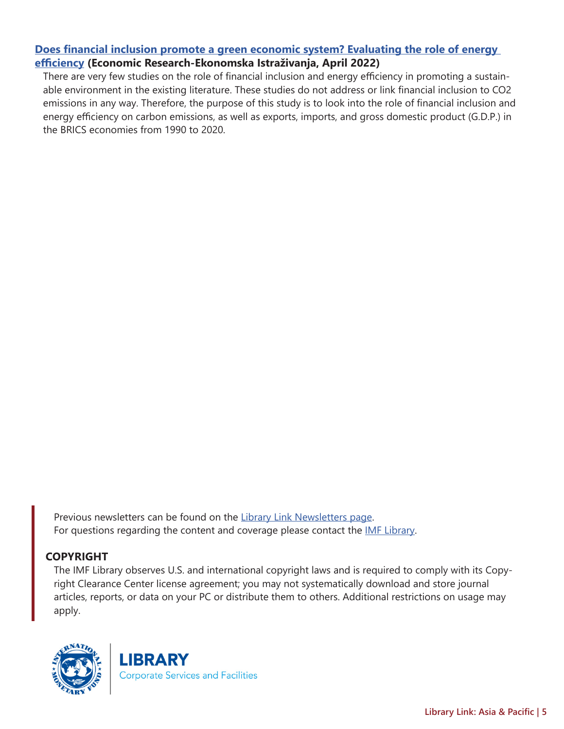**[Does financial inclusion promote a green economic system? Evaluating the role of energy efficiency](#) (Economic Research-Ekonomska Istraživanja, April 2022)**

There are very few studies on the role of financial inclusion and energy efficiency in promoting a sustainable environment in the existing literature. These studies do not address or link financial inclusion to $CO_2$ emissions in any way. Therefore, the purpose of this study is to look into the role of financial inclusion and energy efficiency on carbon emissions, as well as exports, imports, and gross domestic product (G.D.P.) in the BRICS economies from 1990 to 2020.

Previous newsletters can be found on the Library Link Newsletters page.
For questions regarding the content and coverage please contact the IMF Library.

## COPYRIGHT

The IMF Library observes U.S. and international copyright laws and is required to comply with its Copyright Clearance Center license agreement; you may not systematically download and store journal articles, reports, or data on your PC or distribute them to others. Additional restrictions on usage may apply.

**LIBRARY**
Corporate Services and Facilities